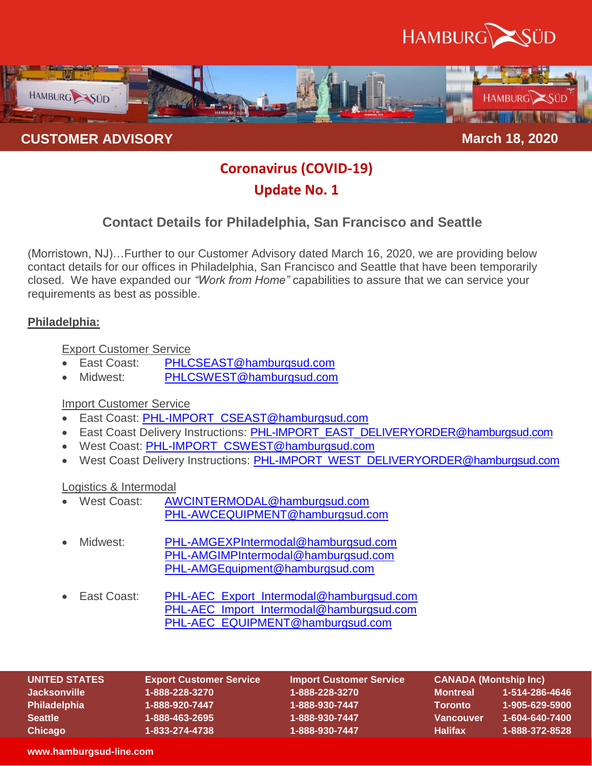HAMBURG SÜD

**CUSTOMER ADVISORY** — **March 18, 2020**

# Coronavirus (COVID-19)
# Update No. 1

## Contact Details for Philadelphia, San Francisco and Seattle

(Morristown, NJ)…Further to our Customer Advisory dated March 16, 2020, we are providing below contact details for our offices in Philadelphia, San Francisco and Seattle that have been temporarily closed. We have expanded our *"Work from Home"* capabilities to assure that we can service your requirements as best as possible.

### Philadelphia:

Export Customer Service
- East Coast: PHLCSEAST@hamburgsud.com
- Midwest: PHLCSWEST@hamburgsud.com

Import Customer Service
- East Coast: PHL-IMPORT_CSEAST@hamburgsud.com
- East Coast Delivery Instructions: PHL-IMPORT_EAST_DELIVERYORDER@hamburgsud.com
- West Coast: PHL-IMPORT_CSWEST@hamburgsud.com
- West Coast Delivery Instructions: PHL-IMPORT_WEST_DELIVERYORDER@hamburgsud.com

Logistics & Intermodal
- West Coast: AWCINTERMODAL@hamburgsud.com
  PHL-AWCEQUIPMENT@hamburgsud.com
- Midwest: PHL-AMGEXPIntermodal@hamburgsud.com
  PHL-AMGIMPIntermodal@hamburgsud.com
  PHL-AMGEquipment@hamburgsud.com
- East Coast: PHL-AEC_Export_Intermodal@hamburgsud.com
  PHL-AEC_Import_Intermodal@hamburgsud.com
  PHL-AEC_EQUIPMENT@hamburgsud.com

| UNITED STATES | Export Customer Service | Import Customer Service | CANADA (Montship Inc) | |
|---|---|---|---|---|
| Jacksonville | 1-888-228-3270 | 1-888-228-3270 | Montreal | 1-514-286-4646 |
| Philadelphia | 1-888-920-7447 | 1-888-930-7447 | Toronto | 1-905-629-5900 |
| Seattle | 1-888-463-2695 | 1-888-930-7447 | Vancouver | 1-604-640-7400 |
| Chicago | 1-833-274-4738 | 1-888-930-7447 | Halifax | 1-888-372-8528 |

www.hamburgsud-line.com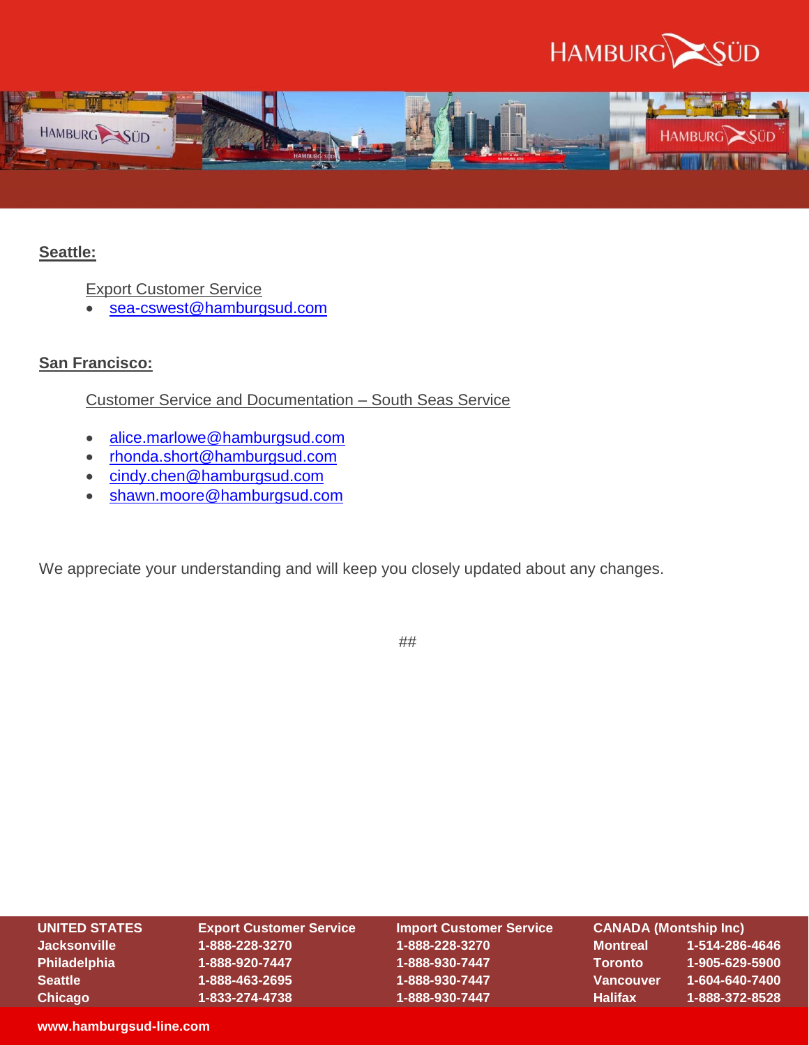**Seattle:**

Export Customer Service

- sea-cswest@hamburgsud.com

**San Francisco:**

Customer Service and Documentation – South Seas Service

- alice.marlowe@hamburgsud.com
- rhonda.short@hamburgsud.com
- cindy.chen@hamburgsud.com
- shawn.moore@hamburgsud.com

We appreciate your understanding and will keep you closely updated about any changes.

##